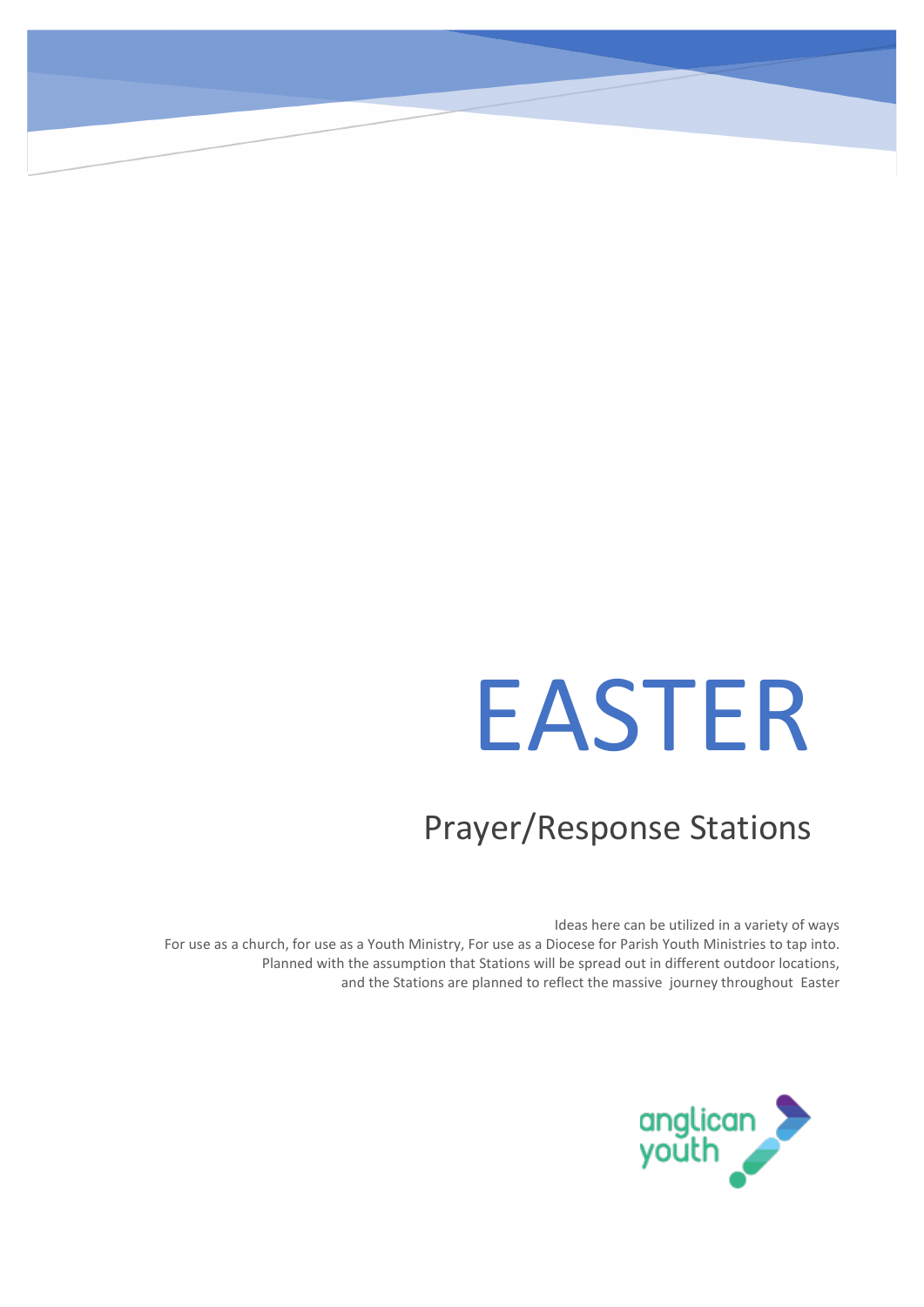# EASTER

## Prayer/Response Stations

Ideas here can be utilized in a variety of ways
For use as a church, for use as a Youth Ministry, For use as a Diocese for Parish Youth Ministries to tap into.
Planned with the assumption that Stations will be spread out in different outdoor locations,
and the Stations are planned to reflect the massive journey throughout Easter

anglican youth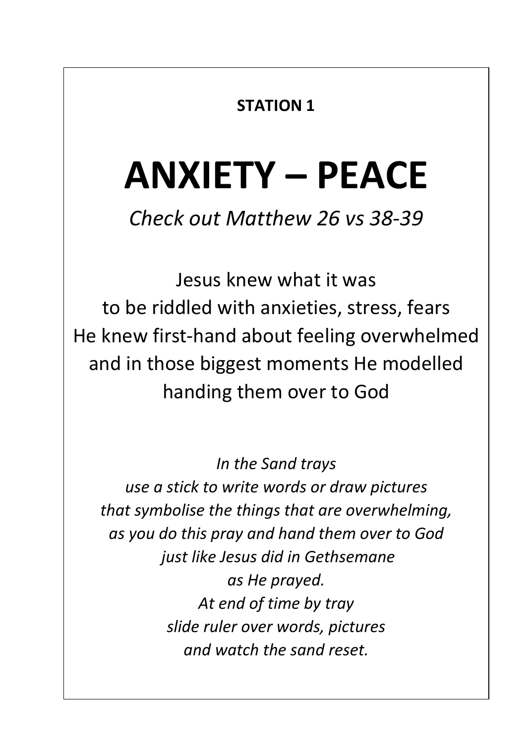**STATION 1**

# ANXIETY – PEACE

*Check out Matthew 26 vs 38-39*

Jesus knew what it was
to be riddled with anxieties, stress, fears
He knew first-hand about feeling overwhelmed
and in those biggest moments He modelled
handing them over to God

*In the Sand trays*
*use a stick to write words or draw pictures*
*that symbolise the things that are overwhelming,*
*as you do this pray and hand them over to God*
*just like Jesus did in Gethsemane*
*as He prayed.*
*At end of time by tray*
*slide ruler over words, pictures*
*and watch the sand reset.*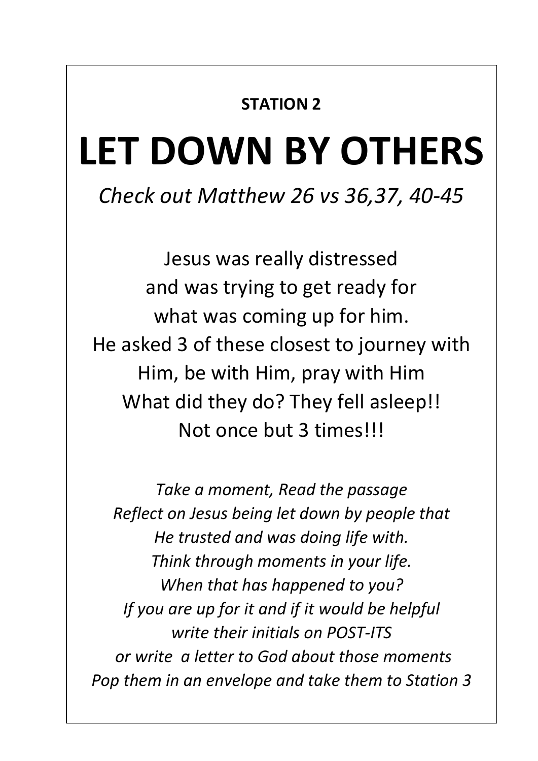**STATION 2**

# LET DOWN BY OTHERS

*Check out Matthew 26 vs 36,37, 40-45*

Jesus was really distressed
and was trying to get ready for
what was coming up for him.
He asked 3 of these closest to journey with
Him, be with Him, pray with Him
What did they do? They fell asleep!!
Not once but 3 times!!!

*Take a moment, Read the passage*
*Reflect on Jesus being let down by people that*
*He trusted and was doing life with.*
*Think through moments in your life.*
*When that has happened to you?*
*If you are up for it and if it would be helpful*
*write their initials on POST-ITS*
*or write a letter to God about those moments*
*Pop them in an envelope and take them to Station 3*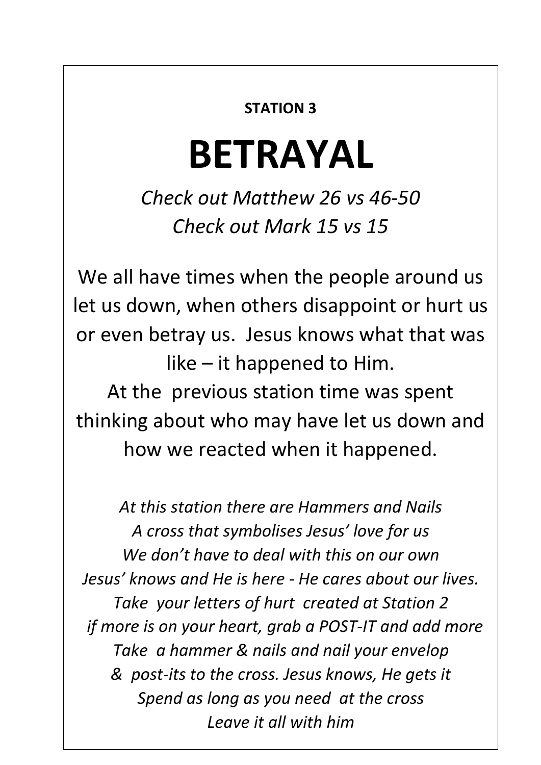**STATION 3**

# BETRAYAL

*Check out Matthew 26 vs 46-50*
*Check out Mark 15 vs 15*

We all have times when the people around us let us down, when others disappoint or hurt us or even betray us. Jesus knows what that was like – it happened to Him.
At the previous station time was spent thinking about who may have let us down and how we reacted when it happened.

*At this station there are Hammers and Nails*
*A cross that symbolises Jesus' love for us*
*We don't have to deal with this on our own*
*Jesus' knows and He is here - He cares about our lives.*
*Take your letters of hurt created at Station 2*
*if more is on your heart, grab a POST-IT and add more*
*Take a hammer & nails and nail your envelop*
*& post-its to the cross. Jesus knows, He gets it*
*Spend as long as you need at the cross*
*Leave it all with him*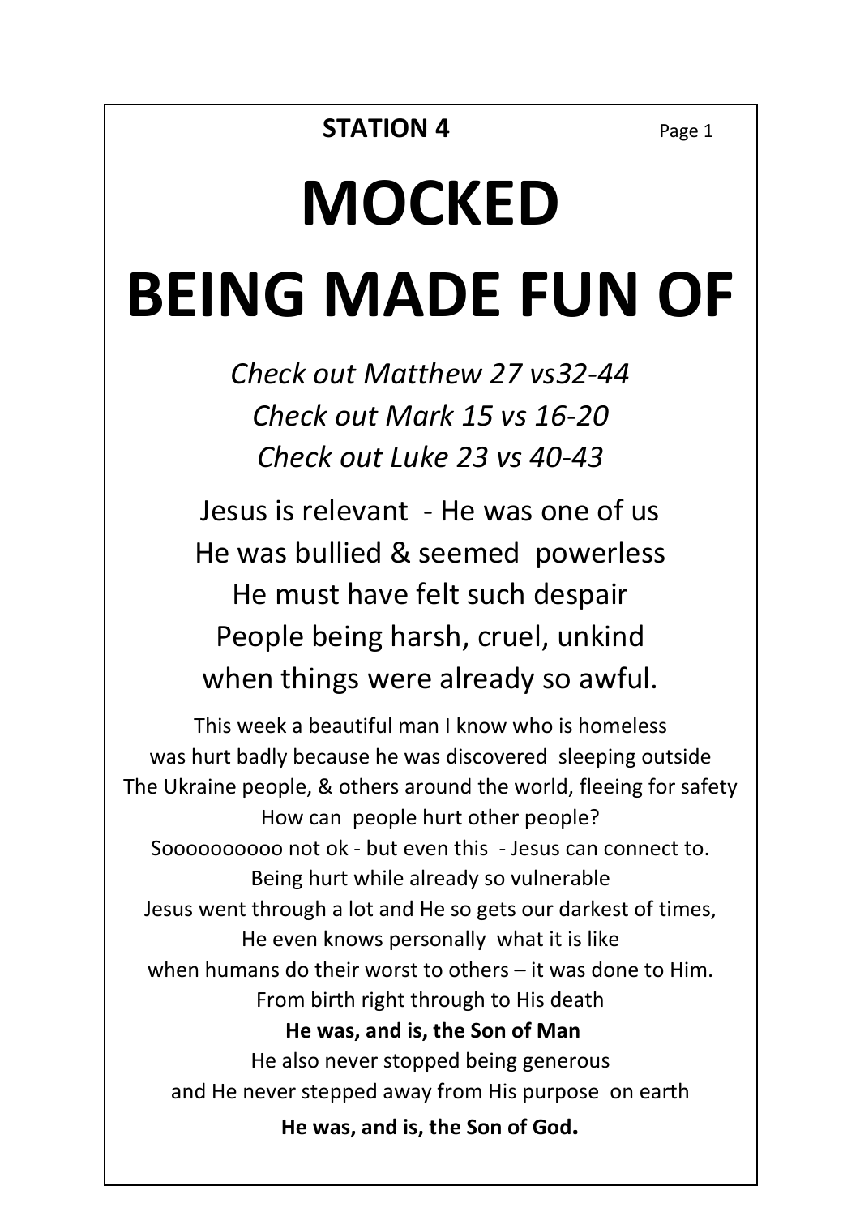**STATION 4**

# MOCKED

# BEING MADE FUN OF

*Check out Matthew 27 vs32-44*
*Check out Mark 15 vs 16-20*
*Check out Luke 23 vs 40-43*

Jesus is relevant - He was one of us
He was bullied & seemed powerless
He must have felt such despair
People being harsh, cruel, unkind
when things were already so awful.

This week a beautiful man I know who is homeless
was hurt badly because he was discovered sleeping outside
The Ukraine people, & others around the world, fleeing for safety
How can people hurt other people?
Soooooooooo not ok - but even this - Jesus can connect to.
Being hurt while already so vulnerable
Jesus went through a lot and He so gets our darkest of times,
He even knows personally what it is like
when humans do their worst to others – it was done to Him.
From birth right through to His death
**He was, and is, the Son of Man**
He also never stopped being generous
and He never stepped away from His purpose on earth
**He was, and is, the Son of God.**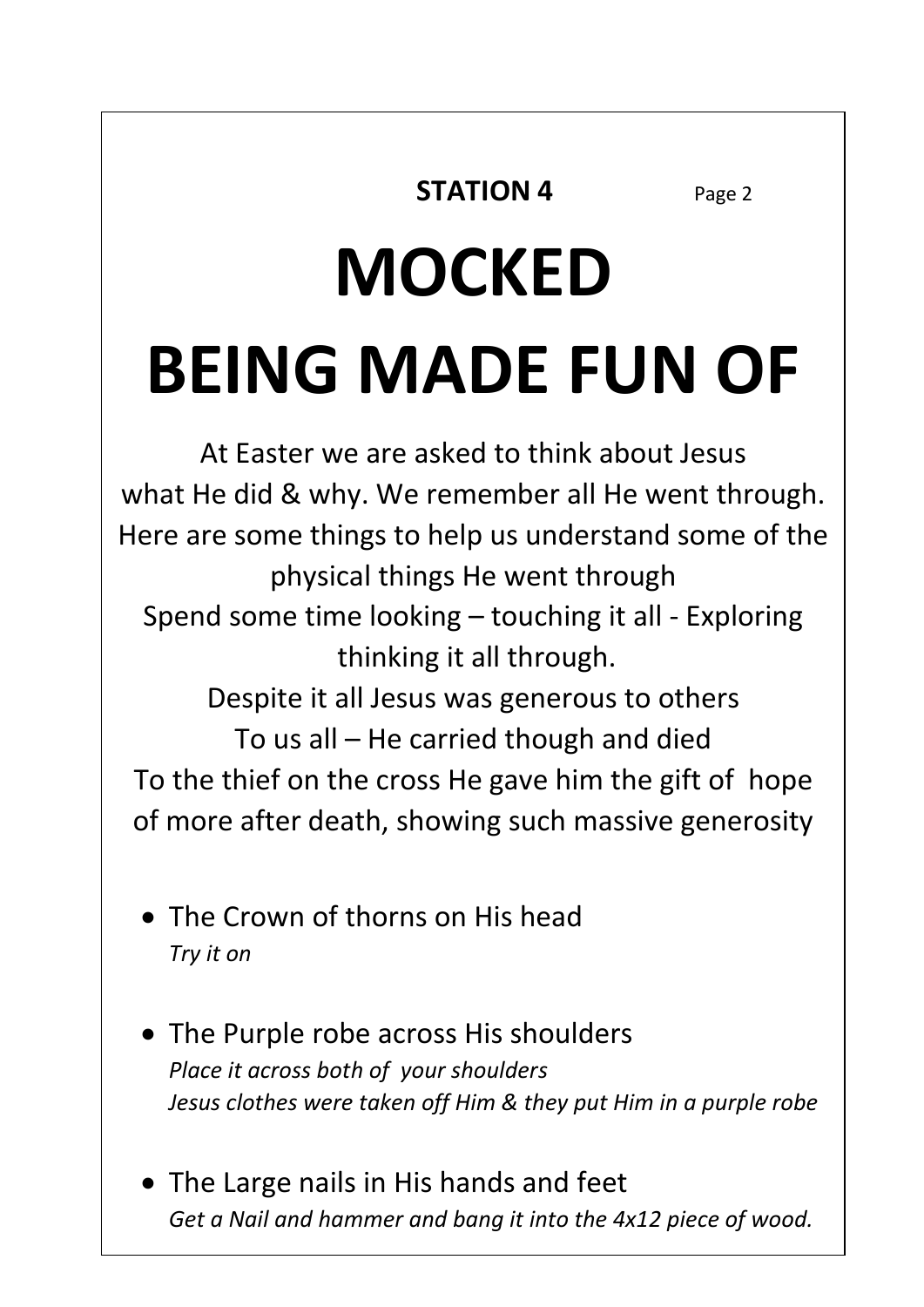**STATION 4** Page 2

# MOCKED

# BEING MADE FUN OF

At Easter we are asked to think about Jesus
what He did & why. We remember all He went through.
Here are some things to help us understand some of the physical things He went through
Spend some time looking – touching it all - Exploring thinking it all through.
Despite it all Jesus was generous to others
To us all – He carried though and died
To the thief on the cross He gave him the gift of hope of more after death, showing such massive generosity

- The Crown of thorns on His head
  *Try it on*

- The Purple robe across His shoulders
  *Place it across both of your shoulders*
  *Jesus clothes were taken off Him & they put Him in a purple robe*

- The Large nails in His hands and feet
  *Get a Nail and hammer and bang it into the 4x12 piece of wood.*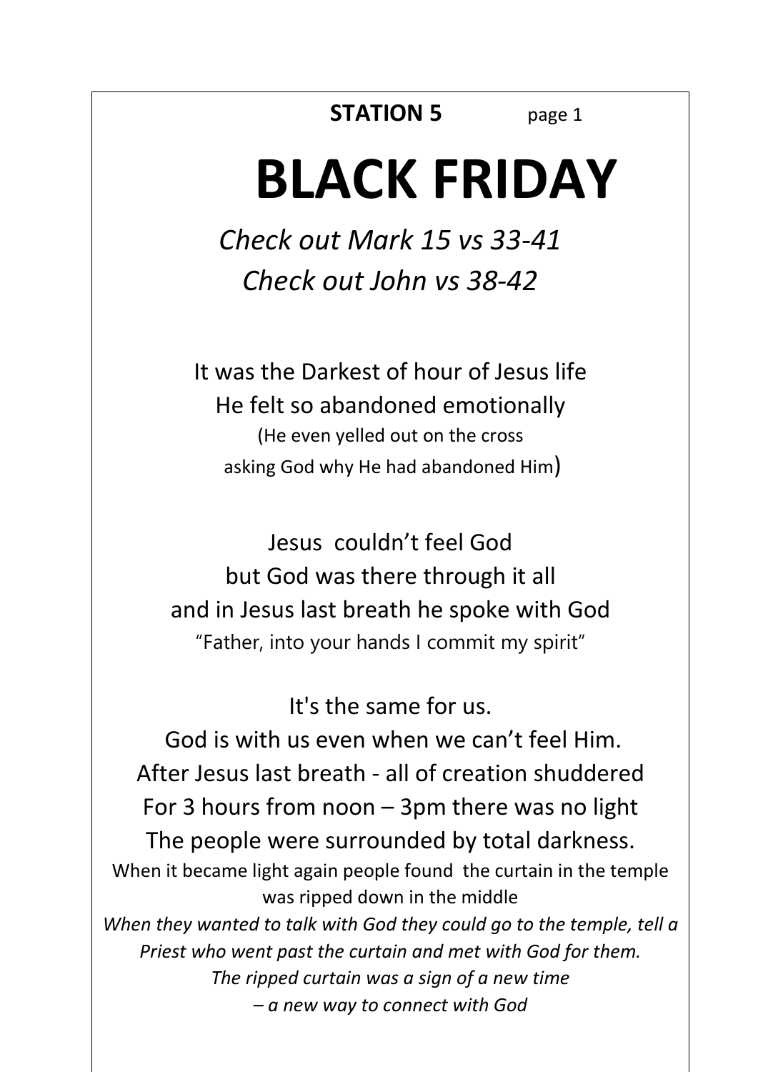**STATION 5** page 1

# BLACK FRIDAY

*Check out Mark 15 vs 33-41*
*Check out John vs 38-42*

It was the Darkest of hour of Jesus life
He felt so abandoned emotionally
(He even yelled out on the cross
asking God why He had abandoned Him)

Jesus couldn't feel God
but God was there through it all
and in Jesus last breath he spoke with God
"Father, into your hands I commit my spirit"

It's the same for us.
God is with us even when we can't feel Him.
After Jesus last breath - all of creation shuddered
For 3 hours from noon – 3pm there was no light
The people were surrounded by total darkness.
When it became light again people found the curtain in the temple was ripped down in the middle
*When they wanted to talk with God they could go to the temple, tell a Priest who went past the curtain and met with God for them.*
*The ripped curtain was a sign of a new time*
*– a new way to connect with God*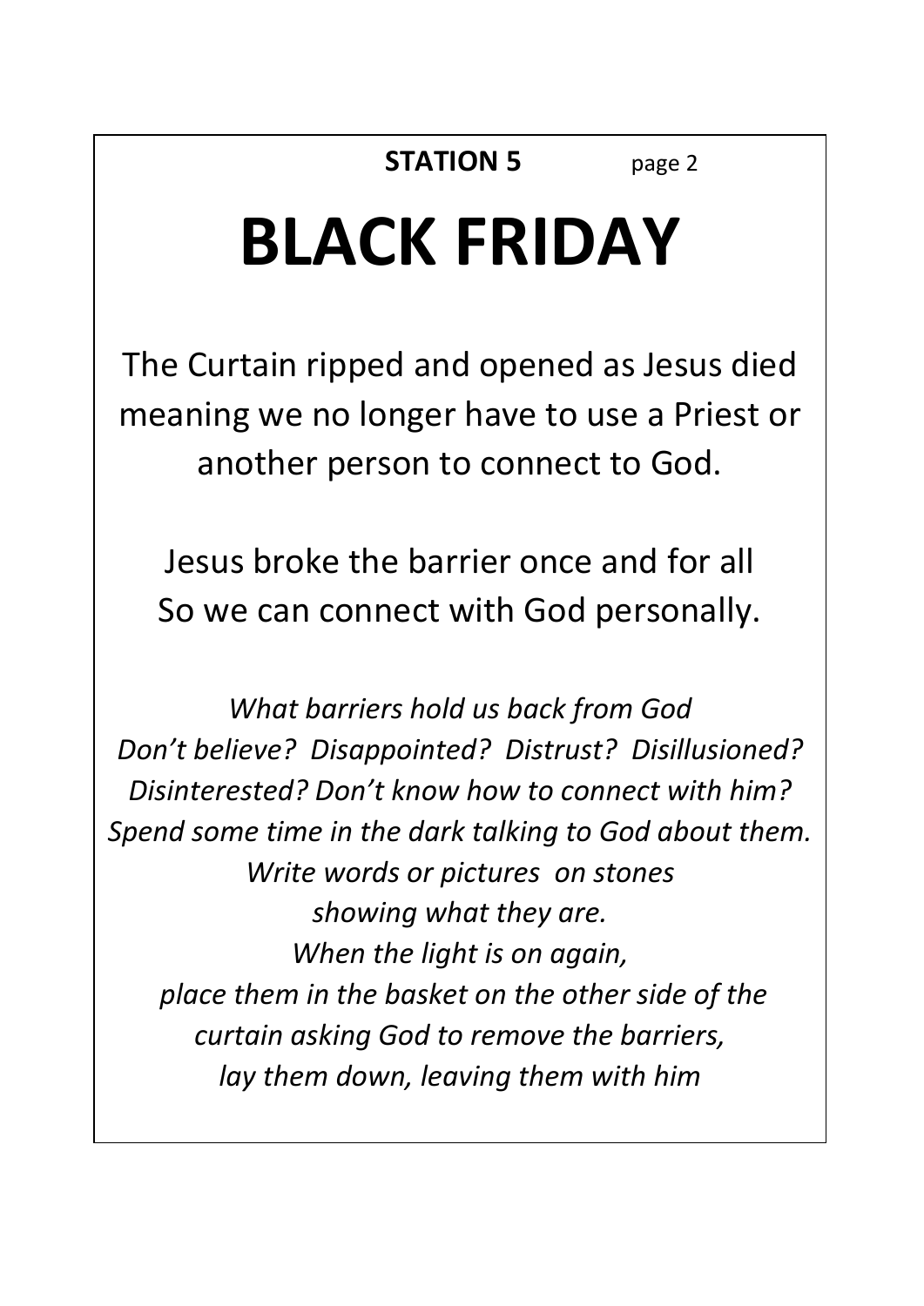**STATION 5** page 2

# BLACK FRIDAY

The Curtain ripped and opened as Jesus died meaning we no longer have to use a Priest or another person to connect to God.

Jesus broke the barrier once and for all
So we can connect with God personally.

*What barriers hold us back from God*
*Don't believe? Disappointed? Distrust? Disillusioned? Disinterested? Don't know how to connect with him?*
*Spend some time in the dark talking to God about them.*
*Write words or pictures on stones*
*showing what they are.*
*When the light is on again,*
*place them in the basket on the other side of the curtain asking God to remove the barriers,*
*lay them down, leaving them with him*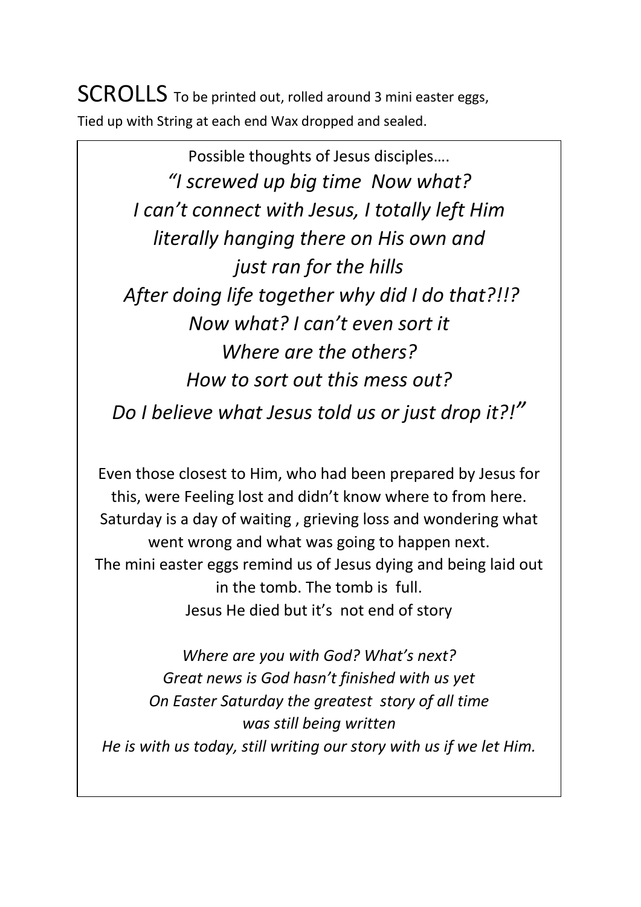SCROLLS To be printed out, rolled around 3 mini easter eggs, Tied up with String at each end Wax dropped and sealed.

Possible thoughts of Jesus disciples….

*"I screwed up big time Now what?*
*I can't connect with Jesus, I totally left Him*
*literally hanging there on His own and*
*just ran for the hills*
*After doing life together why did I do that?!!?*
*Now what? I can't even sort it*
*Where are the others?*
*How to sort out this mess out?*
*Do I believe what Jesus told us or just drop it?!"*

Even those closest to Him, who had been prepared by Jesus for this, were Feeling lost and didn't know where to from here.
Saturday is a day of waiting , grieving loss and wondering what went wrong and what was going to happen next.
The mini easter eggs remind us of Jesus dying and being laid out in the tomb. The tomb is full.
Jesus He died but it's not end of story

*Where are you with God? What's next?*
*Great news is God hasn't finished with us yet*
*On Easter Saturday the greatest story of all time*
*was still being written*
*He is with us today, still writing our story with us if we let Him.*